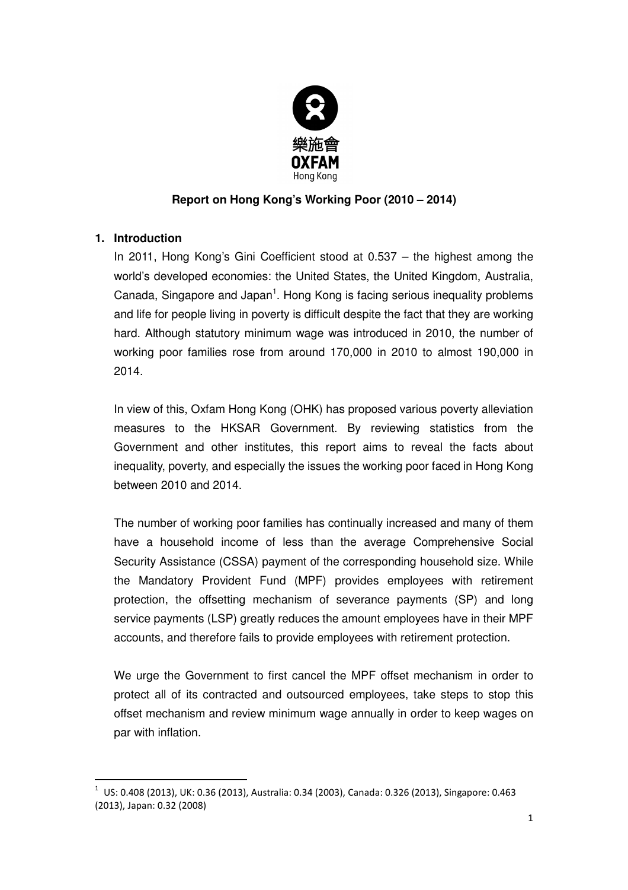樂施會
OXFAM
Hong Kong

# Report on Hong Kong's Working Poor (2010 – 2014)

## 1. Introduction

In 2011, Hong Kong's Gini Coefficient stood at 0.537 – the highest among the world's developed economies: the United States, the United Kingdom, Australia, Canada, Singapore and Japan[1]. Hong Kong is facing serious inequality problems and life for people living in poverty is difficult despite the fact that they are working hard. Although statutory minimum wage was introduced in 2010, the number of working poor families rose from around 170,000 in 2010 to almost 190,000 in 2014.

In view of this, Oxfam Hong Kong (OHK) has proposed various poverty alleviation measures to the HKSAR Government. By reviewing statistics from the Government and other institutes, this report aims to reveal the facts about inequality, poverty, and especially the issues the working poor faced in Hong Kong between 2010 and 2014.

The number of working poor families has continually increased and many of them have a household income of less than the average Comprehensive Social Security Assistance (CSSA) payment of the corresponding household size. While the Mandatory Provident Fund (MPF) provides employees with retirement protection, the offsetting mechanism of severance payments (SP) and long service payments (LSP) greatly reduces the amount employees have in their MPF accounts, and therefore fails to provide employees with retirement protection.

We urge the Government to first cancel the MPF offset mechanism in order to protect all of its contracted and outsourced employees, take steps to stop this offset mechanism and review minimum wage annually in order to keep wages on par with inflation.

---

[1] US: 0.408 (2013), UK: 0.36 (2013), Australia: 0.34 (2003), Canada: 0.326 (2013), Singapore: 0.463 (2013), Japan: 0.32 (2008)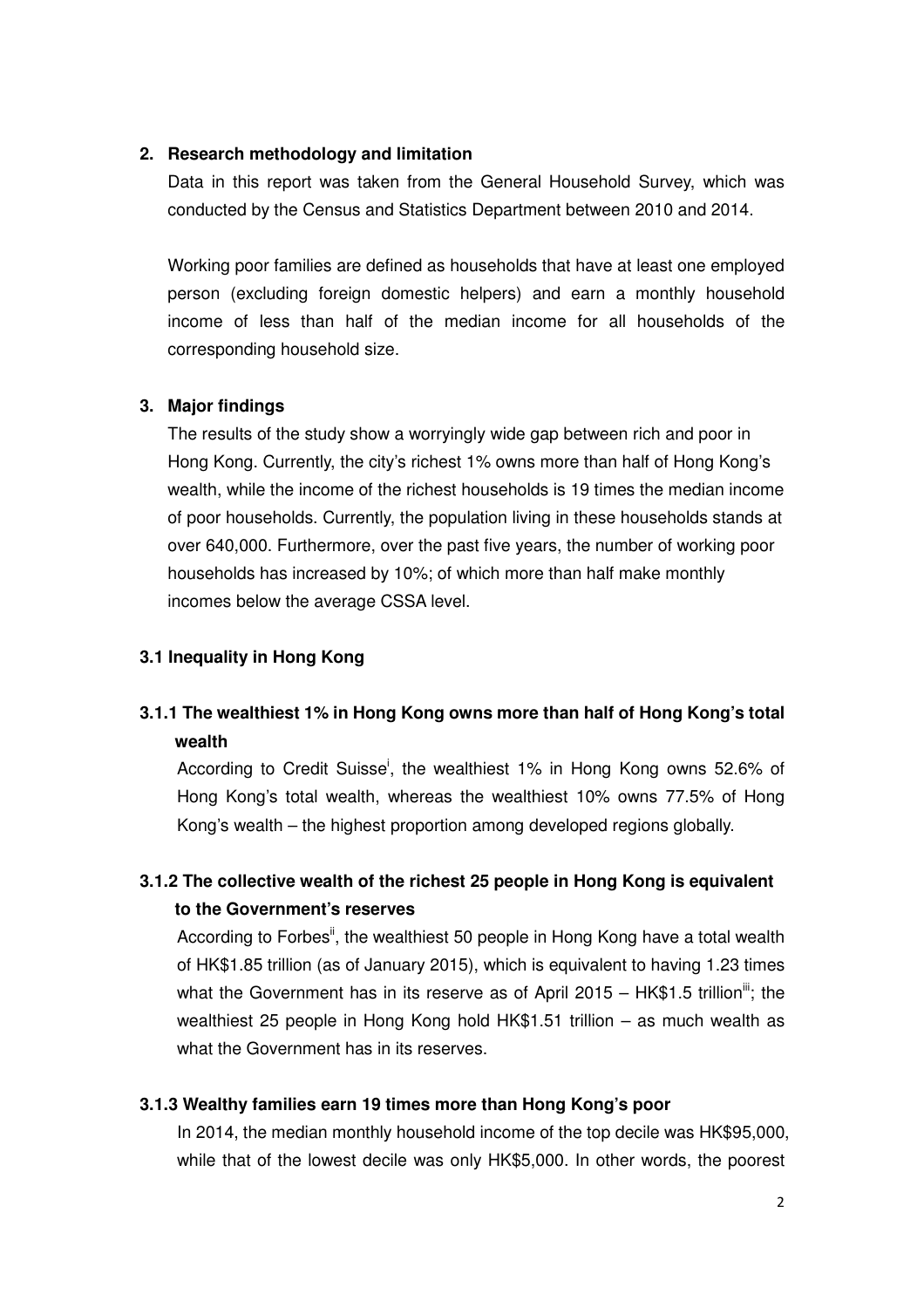## 2. Research methodology and limitation

Data in this report was taken from the General Household Survey, which was conducted by the Census and Statistics Department between 2010 and 2014.

Working poor families are defined as households that have at least one employed person (excluding foreign domestic helpers) and earn a monthly household income of less than half of the median income for all households of the corresponding household size.

## 3. Major findings

The results of the study show a worryingly wide gap between rich and poor in Hong Kong. Currently, the city's richest 1% owns more than half of Hong Kong's wealth, while the income of the richest households is 19 times the median income of poor households. Currently, the population living in these households stands at over 640,000. Furthermore, over the past five years, the number of working poor households has increased by 10%; of which more than half make monthly incomes below the average CSSA level.

### 3.1 Inequality in Hong Kong

#### 3.1.1 The wealthiest 1% in Hong Kong owns more than half of Hong Kong's total wealth

According to Credit Suisse[i], the wealthiest 1% in Hong Kong owns 52.6% of Hong Kong's total wealth, whereas the wealthiest 10% owns 77.5% of Hong Kong's wealth – the highest proportion among developed regions globally.

#### 3.1.2 The collective wealth of the richest 25 people in Hong Kong is equivalent to the Government's reserves

According to Forbes[ii], the wealthiest 50 people in Hong Kong have a total wealth of HK$1.85 trillion (as of January 2015), which is equivalent to having 1.23 times what the Government has in its reserve as of April 2015 – HK$1.5 trillion[iii]; the wealthiest 25 people in Hong Kong hold HK$1.51 trillion – as much wealth as what the Government has in its reserves.

#### 3.1.3 Wealthy families earn 19 times more than Hong Kong's poor

In 2014, the median monthly household income of the top decile was HK$95,000, while that of the lowest decile was only HK$5,000. In other words, the poorest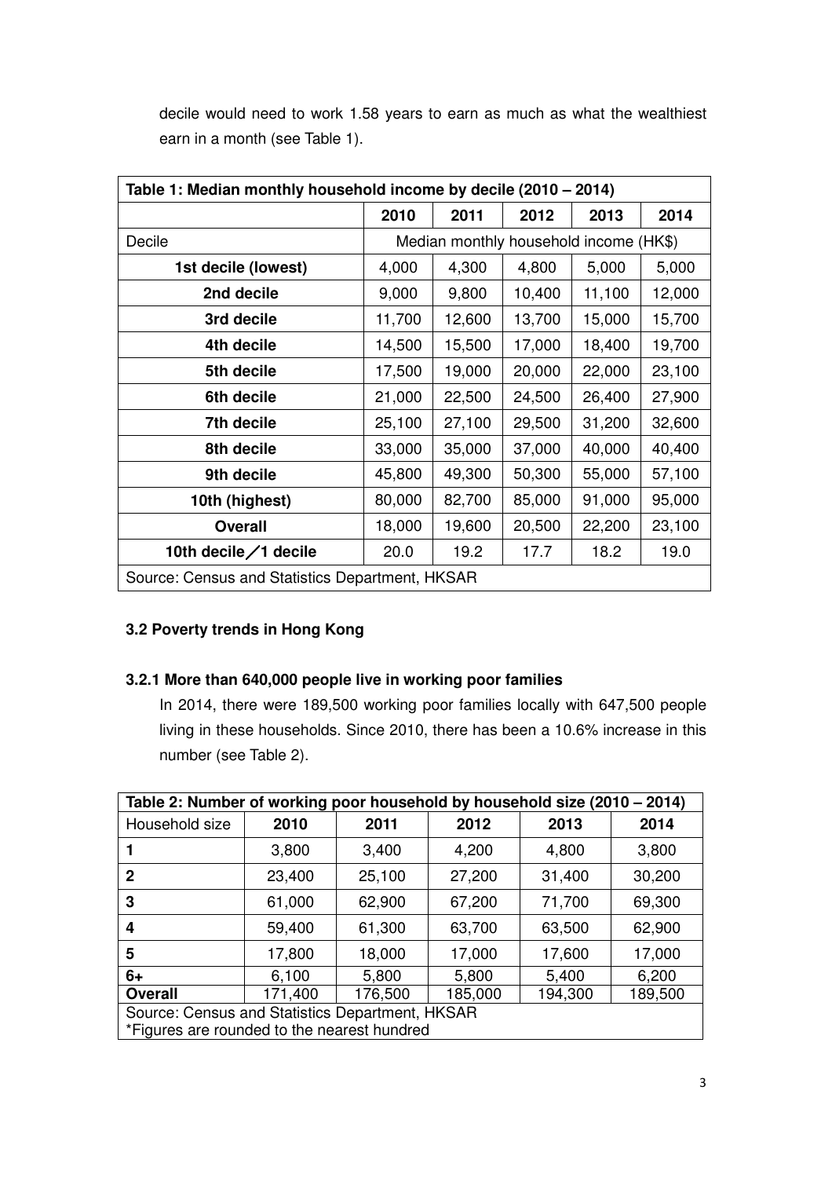decile would need to work 1.58 years to earn as much as what the wealthiest earn in a month (see Table 1).

| Table 1: Median monthly household income by decile (2010 – 2014) | | | | | |
|---|---|---|---|---|---|
| | **2010** | **2011** | **2012** | **2013** | **2014** |
| Decile | Median monthly household income (HK$) | | | | |
| **1st decile (lowest)** | 4,000 | 4,300 | 4,800 | 5,000 | 5,000 |
| **2nd decile** | 9,000 | 9,800 | 10,400 | 11,100 | 12,000 |
| **3rd decile** | 11,700 | 12,600 | 13,700 | 15,000 | 15,700 |
| **4th decile** | 14,500 | 15,500 | 17,000 | 18,400 | 19,700 |
| **5th decile** | 17,500 | 19,000 | 20,000 | 22,000 | 23,100 |
| **6th decile** | 21,000 | 22,500 | 24,500 | 26,400 | 27,900 |
| **7th decile** | 25,100 | 27,100 | 29,500 | 31,200 | 32,600 |
| **8th decile** | 33,000 | 35,000 | 37,000 | 40,000 | 40,400 |
| **9th decile** | 45,800 | 49,300 | 50,300 | 55,000 | 57,100 |
| **10th (highest)** | 80,000 | 82,700 | 85,000 | 91,000 | 95,000 |
| **Overall** | 18,000 | 19,600 | 20,500 | 22,200 | 23,100 |
| **10th decile／1 decile** | 20.0 | 19.2 | 17.7 | 18.2 | 19.0 |
| Source: Census and Statistics Department, HKSAR | | | | | |

### 3.2 Poverty trends in Hong Kong

#### 3.2.1 More than 640,000 people live in working poor families

In 2014, there were 189,500 working poor families locally with 647,500 people living in these households. Since 2010, there has been a 10.6% increase in this number (see Table 2).

| Table 2: Number of working poor household by household size (2010 – 2014) | | | | | |
|---|---|---|---|---|---|
| Household size | **2010** | **2011** | **2012** | **2013** | **2014** |
| **1** | 3,800 | 3,400 | 4,200 | 4,800 | 3,800 |
| **2** | 23,400 | 25,100 | 27,200 | 31,400 | 30,200 |
| **3** | 61,000 | 62,900 | 67,200 | 71,700 | 69,300 |
| **4** | 59,400 | 61,300 | 63,700 | 63,500 | 62,900 |
| **5** | 17,800 | 18,000 | 17,000 | 17,600 | 17,000 |
| **6+** | 6,100 | 5,800 | 5,800 | 5,400 | 6,200 |
| **Overall** | 171,400 | 176,500 | 185,000 | 194,300 | 189,500 |
| Source: Census and Statistics Department, HKSAR *Figures are rounded to the nearest hundred | | | | | |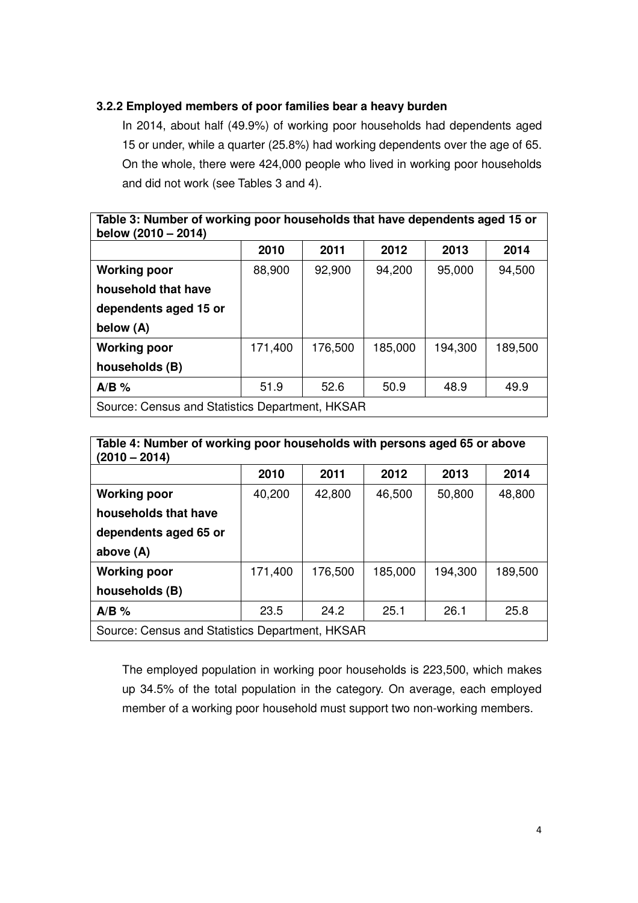### 3.2.2 Employed members of poor families bear a heavy burden

In 2014, about half (49.9%) of working poor households had dependents aged 15 or under, while a quarter (25.8%) had working dependents over the age of 65. On the whole, there were 424,000 people who lived in working poor households and did not work (see Tables 3 and 4).

**Table 3: Number of working poor households that have dependents aged 15 or below (2010 – 2014)**

| | 2010 | 2011 | 2012 | 2013 | 2014 |
|---|---|---|---|---|---|
| **Working poor household that have dependents aged 15 or below (A)** | 88,900 | 92,900 | 94,200 | 95,000 | 94,500 |
| **Working poor households (B)** | 171,400 | 176,500 | 185,000 | 194,300 | 189,500 |
| **A/B %** | 51.9 | 52.6 | 50.9 | 48.9 | 49.9 |
| Source: Census and Statistics Department, HKSAR | | | | | |

**Table 4: Number of working poor households with persons aged 65 or above (2010 – 2014)**

| | 2010 | 2011 | 2012 | 2013 | 2014 |
|---|---|---|---|---|---|
| **Working poor households that have dependents aged 65 or above (A)** | 40,200 | 42,800 | 46,500 | 50,800 | 48,800 |
| **Working poor households (B)** | 171,400 | 176,500 | 185,000 | 194,300 | 189,500 |
| **A/B %** | 23.5 | 24.2 | 25.1 | 26.1 | 25.8 |
| Source: Census and Statistics Department, HKSAR | | | | | |

The employed population in working poor households is 223,500, which makes up 34.5% of the total population in the category. On average, each employed member of a working poor household must support two non-working members.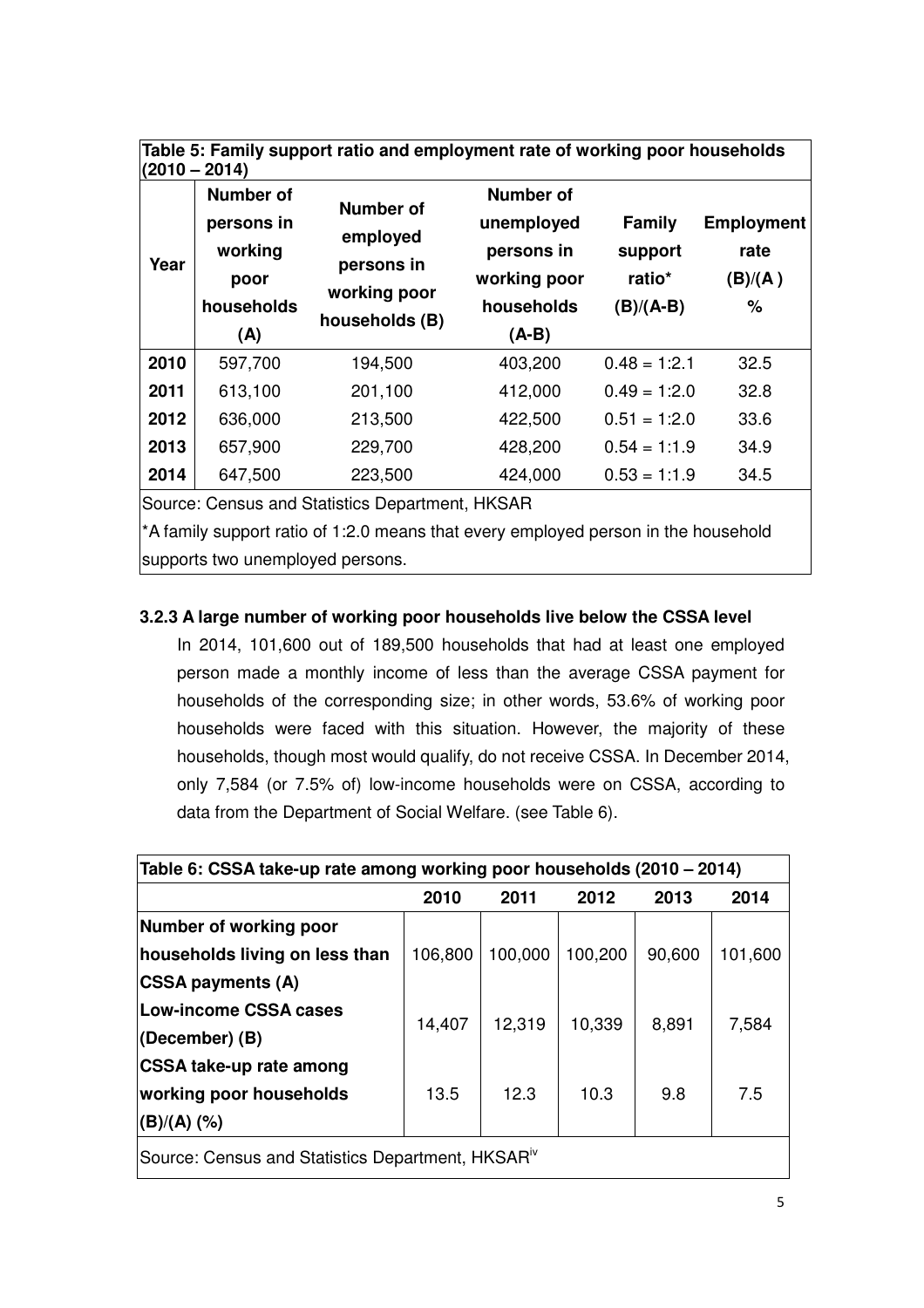**Table 5: Family support ratio and employment rate of working poor households (2010 – 2014)**

| Year | Number of persons in working poor households (A) | Number of employed persons in working poor households (B) | Number of unemployed persons in working poor households (A-B) | Family support ratio* (B)/(A-B) | Employment rate (B)/(A ) % |
|---|---|---|---|---|---|
| 2010 | 597,700 | 194,500 | 403,200 | 0.48 = 1:2.1 | 32.5 |
| 2011 | 613,100 | 201,100 | 412,000 | 0.49 = 1:2.0 | 32.8 |
| 2012 | 636,000 | 213,500 | 422,500 | 0.51 = 1:2.0 | 33.6 |
| 2013 | 657,900 | 229,700 | 428,200 | 0.54 = 1:1.9 | 34.9 |
| 2014 | 647,500 | 223,500 | 424,000 | 0.53 = 1:1.9 | 34.5 |

Source: Census and Statistics Department, HKSAR

*A family support ratio of 1:2.0 means that every employed person in the household supports two unemployed persons.

### 3.2.3 A large number of working poor households live below the CSSA level

In 2014, 101,600 out of 189,500 households that had at least one employed person made a monthly income of less than the average CSSA payment for households of the corresponding size; in other words, 53.6% of working poor households were faced with this situation. However, the majority of these households, though most would qualify, do not receive CSSA. In December 2014, only 7,584 (or 7.5% of) low-income households were on CSSA, according to data from the Department of Social Welfare. (see Table 6).

**Table 6: CSSA take-up rate among working poor households (2010 – 2014)**

| | 2010 | 2011 | 2012 | 2013 | 2014 |
|---|---|---|---|---|---|
| **Number of working poor households living on less than CSSA payments (A)** | 106,800 | 100,000 | 100,200 | 90,600 | 101,600 |
| **Low-income CSSA cases (December) (B)** | 14,407 | 12,319 | 10,339 | 8,891 | 7,584 |
| **CSSA take-up rate among working poor households (B)/(A) (%)** | 13.5 | 12.3 | 10.3 | 9.8 | 7.5 |

Source: Census and Statistics Department, HKSAR[iv]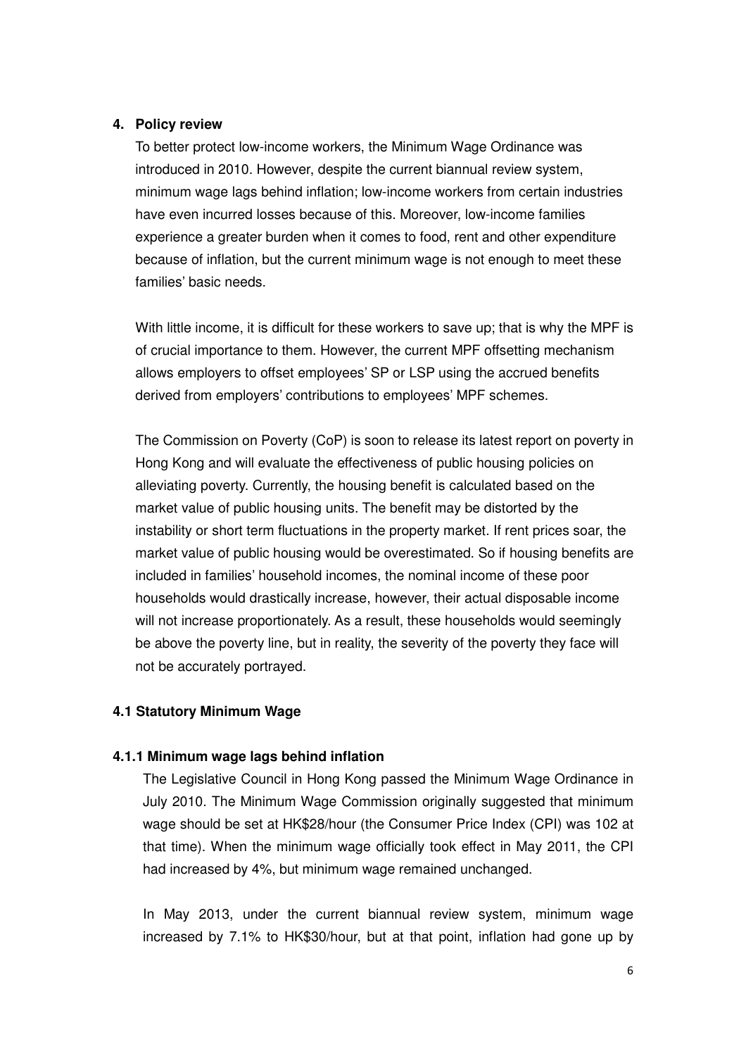## 4. Policy review

To better protect low-income workers, the Minimum Wage Ordinance was introduced in 2010. However, despite the current biannual review system, minimum wage lags behind inflation; low-income workers from certain industries have even incurred losses because of this. Moreover, low-income families experience a greater burden when it comes to food, rent and other expenditure because of inflation, but the current minimum wage is not enough to meet these families' basic needs.

With little income, it is difficult for these workers to save up; that is why the MPF is of crucial importance to them. However, the current MPF offsetting mechanism allows employers to offset employees' SP or LSP using the accrued benefits derived from employers' contributions to employees' MPF schemes.

The Commission on Poverty (CoP) is soon to release its latest report on poverty in Hong Kong and will evaluate the effectiveness of public housing policies on alleviating poverty. Currently, the housing benefit is calculated based on the market value of public housing units. The benefit may be distorted by the instability or short term fluctuations in the property market. If rent prices soar, the market value of public housing would be overestimated. So if housing benefits are included in families' household incomes, the nominal income of these poor households would drastically increase, however, their actual disposable income will not increase proportionately. As a result, these households would seemingly be above the poverty line, but in reality, the severity of the poverty they face will not be accurately portrayed.

### 4.1 Statutory Minimum Wage

#### 4.1.1 Minimum wage lags behind inflation

The Legislative Council in Hong Kong passed the Minimum Wage Ordinance in July 2010. The Minimum Wage Commission originally suggested that minimum wage should be set at HK$28/hour (the Consumer Price Index (CPI) was 102 at that time). When the minimum wage officially took effect in May 2011, the CPI had increased by 4%, but minimum wage remained unchanged.

In May 2013, under the current biannual review system, minimum wage increased by 7.1% to HK$30/hour, but at that point, inflation had gone up by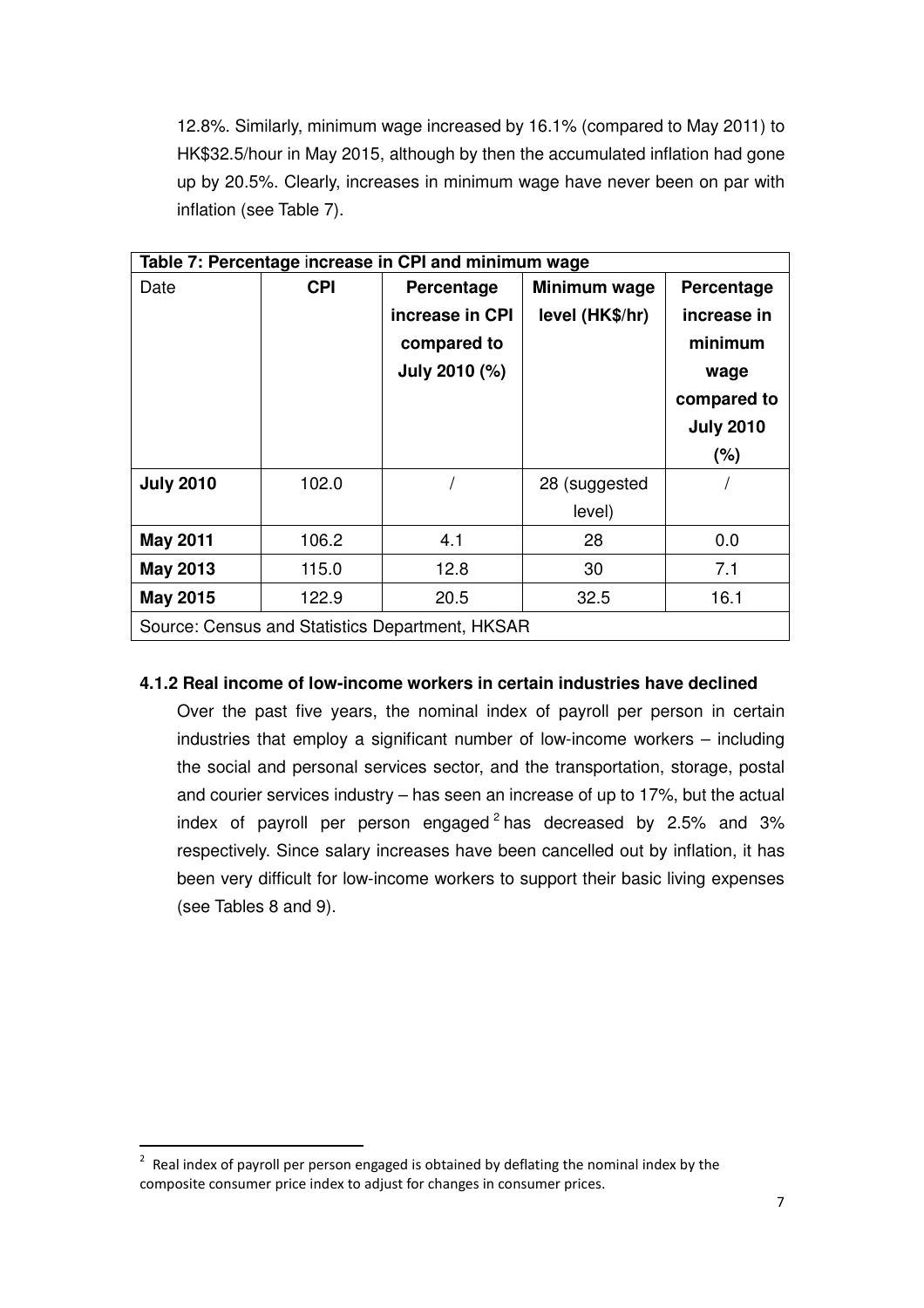12.8%. Similarly, minimum wage increased by 16.1% (compared to May 2011) to HK$32.5/hour in May 2015, although by then the accumulated inflation had gone up by 20.5%. Clearly, increases in minimum wage have never been on par with inflation (see Table 7).

| **Table 7: Percentage increase in CPI and minimum wage** | | | | |
|---|---|---|---|---|
| Date | **CPI** | **Percentage increase in CPI compared to July 2010 (%)** | **Minimum wage level (HK$/hr)** | **Percentage increase in minimum wage compared to July 2010 (%)** |
| **July 2010** | 102.0 | / | 28 (suggested level) | / |
| **May 2011** | 106.2 | 4.1 | 28 | 0.0 |
| **May 2013** | 115.0 | 12.8 | 30 | 7.1 |
| **May 2015** | 122.9 | 20.5 | 32.5 | 16.1 |
| Source: Census and Statistics Department, HKSAR | | | | |

### 4.1.2 Real income of low-income workers in certain industries have declined

Over the past five years, the nominal index of payroll per person in certain industries that employ a significant number of low-income workers – including the social and personal services sector, and the transportation, storage, postal and courier services industry – has seen an increase of up to 17%, but the actual index of payroll per person engaged[2] has decreased by 2.5% and 3% respectively. Since salary increases have been cancelled out by inflation, it has been very difficult for low-income workers to support their basic living expenses (see Tables 8 and 9).

[2] Real index of payroll per person engaged is obtained by deflating the nominal index by the composite consumer price index to adjust for changes in consumer prices.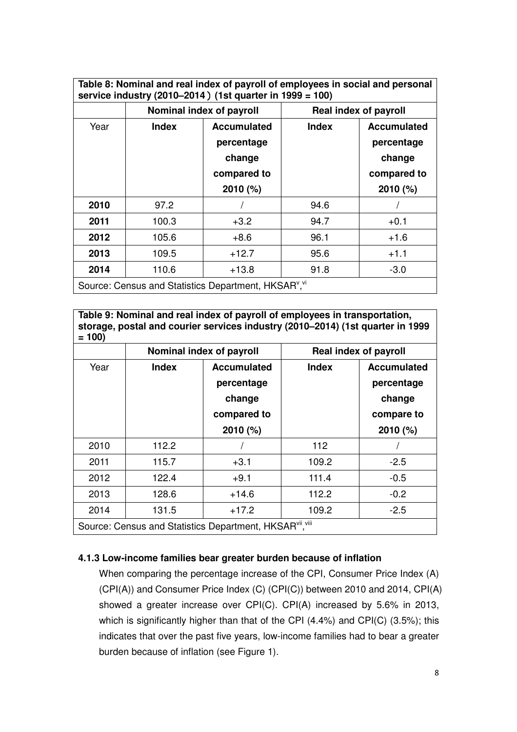**Table 8: Nominal and real index of payroll of employees in social and personal service industry (2010–2014) (1st quarter in 1999 = 100)**

| | Nominal index of payroll | | Real index of payroll | |
|---|---|---|---|---|
| Year | **Index** | **Accumulated percentage change compared to 2010 (%)** | **Index** | **Accumulated percentage change compared to 2010 (%)** |
| **2010** | 97.2 | / | 94.6 | / |
| **2011** | 100.3 | +3.2 | 94.7 | +0.1 |
| **2012** | 105.6 | +8.6 | 96.1 | +1.6 |
| **2013** | 109.5 | +12.7 | 95.6 | +1.1 |
| **2014** | 110.6 | +13.8 | 91.8 | -3.0 |

Source: Census and Statistics Department, HKSAR[v, vi]

**Table 9: Nominal and real index of payroll of employees in transportation, storage, postal and courier services industry (2010–2014) (1st quarter in 1999 = 100)**

| | Nominal index of payroll | | Real index of payroll | |
|---|---|---|---|---|
| Year | **Index** | **Accumulated percentage change compared to 2010 (%)** | **Index** | **Accumulated percentage change compare to 2010 (%)** |
| 2010 | 112.2 | / | 112 | / |
| 2011 | 115.7 | +3.1 | 109.2 | -2.5 |
| 2012 | 122.4 | +9.1 | 111.4 | -0.5 |
| 2013 | 128.6 | +14.6 | 112.2 | -0.2 |
| 2014 | 131.5 | +17.2 | 109.2 | -2.5 |

Source: Census and Statistics Department, HKSAR[vii, viii]

### 4.1.3 Low-income families bear greater burden because of inflation

When comparing the percentage increase of the CPI, Consumer Price Index (A) (CPI(A)) and Consumer Price Index (C) (CPI(C)) between 2010 and 2014, CPI(A) showed a greater increase over CPI(C). CPI(A) increased by 5.6% in 2013, which is significantly higher than that of the CPI (4.4%) and CPI(C) (3.5%); this indicates that over the past five years, low-income families had to bear a greater burden because of inflation (see Figure 1).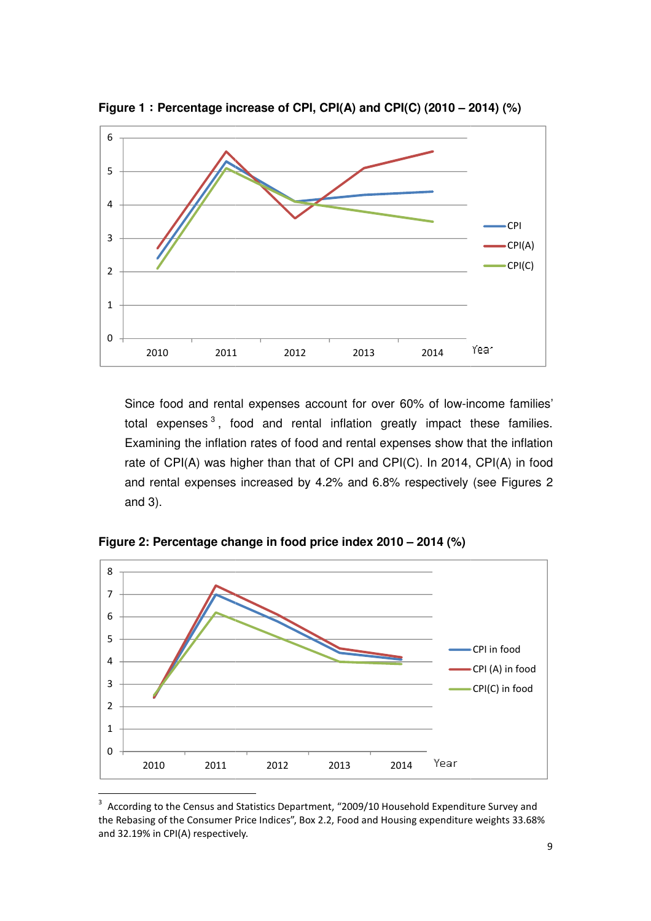**Figure 1：Percentage increase of CPI, CPI(A) and CPI(C) (2010 – 2014) (%)**

Since food and rental expenses account for over 60% of low-income families' total expenses[3], food and rental inflation greatly impact these families. Examining the inflation rates of food and rental expenses show that the inflation rate of CPI(A) was higher than that of CPI and CPI(C). In 2014, CPI(A) in food and rental expenses increased by 4.2% and 6.8% respectively (see Figures 2 and 3).

**Figure 2: Percentage change in food price index 2010 – 2014 (%)**

[3] According to the Census and Statistics Department, "2009/10 Household Expenditure Survey and the Rebasing of the Consumer Price Indices", Box 2.2, Food and Housing expenditure weights 33.68% and 32.19% in CPI(A) respectively.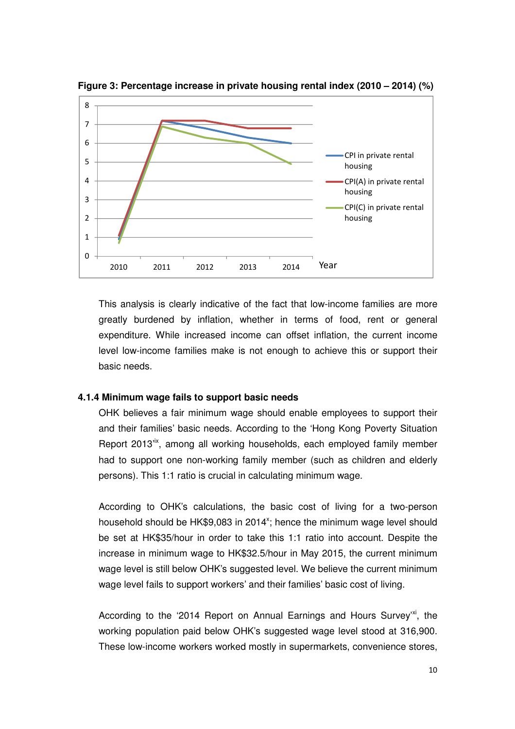**Figure 3: Percentage increase in private housing rental index (2010 – 2014) (%)**

This analysis is clearly indicative of the fact that low-income families are more greatly burdened by inflation, whether in terms of food, rent or general expenditure. While increased income can offset inflation, the current income level low-income families make is not enough to achieve this or support their basic needs.

### 4.1.4 Minimum wage fails to support basic needs

OHK believes a fair minimum wage should enable employees to support their and their families' basic needs. According to the 'Hong Kong Poverty Situation Report 2013'[ix], among all working households, each employed family member had to support one non-working family member (such as children and elderly persons). This 1:1 ratio is crucial in calculating minimum wage.

According to OHK's calculations, the basic cost of living for a two-person household should be HK$9,083 in 2014[x]; hence the minimum wage level should be set at HK$35/hour in order to take this 1:1 ratio into account. Despite the increase in minimum wage to HK$32.5/hour in May 2015, the current minimum wage level is still below OHK's suggested level. We believe the current minimum wage level fails to support workers' and their families' basic cost of living.

According to the '2014 Report on Annual Earnings and Hours Survey'[xi], the working population paid below OHK's suggested wage level stood at 316,900. These low-income workers worked mostly in supermarkets, convenience stores,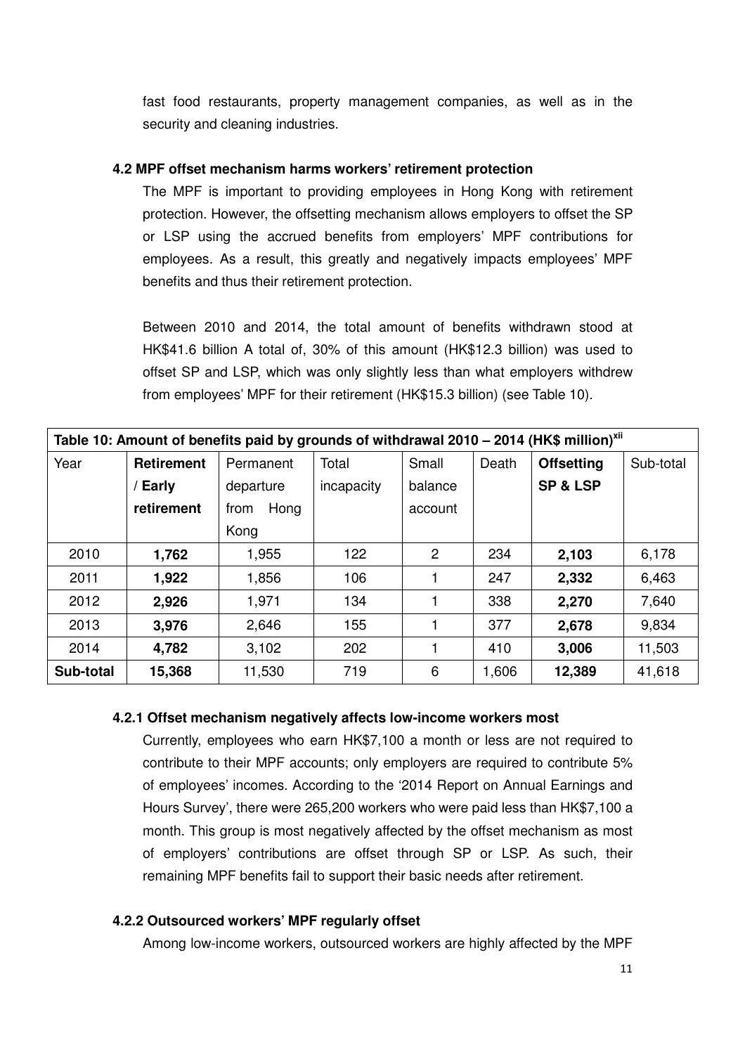fast food restaurants, property management companies, as well as in the security and cleaning industries.

### 4.2 MPF offset mechanism harms workers' retirement protection

The MPF is important to providing employees in Hong Kong with retirement protection. However, the offsetting mechanism allows employers to offset the SP or LSP using the accrued benefits from employers' MPF contributions for employees. As a result, this greatly and negatively impacts employees' MPF benefits and thus their retirement protection.

Between 2010 and 2014, the total amount of benefits withdrawn stood at HK$41.6 billion A total of, 30% of this amount (HK$12.3 billion) was used to offset SP and LSP, which was only slightly less than what employers withdrew from employees' MPF for their retirement (HK$15.3 billion) (see Table 10).

**Table 10: Amount of benefits paid by grounds of withdrawal 2010 – 2014 (HK$ million)[xii]**

| Year | **Retirement / Early retirement** | Permanent departure from Hong Kong | Total incapacity | Small balance account | Death | **Offsetting SP & LSP** | Sub-total |
|---|---|---|---|---|---|---|---|
| 2010 | **1,762** | 1,955 | 122 | 2 | 234 | **2,103** | 6,178 |
| 2011 | **1,922** | 1,856 | 106 | 1 | 247 | **2,332** | 6,463 |
| 2012 | **2,926** | 1,971 | 134 | 1 | 338 | **2,270** | 7,640 |
| 2013 | **3,976** | 2,646 | 155 | 1 | 377 | **2,678** | 9,834 |
| 2014 | **4,782** | 3,102 | 202 | 1 | 410 | **3,006** | 11,503 |
| **Sub-total** | **15,368** | 11,530 | 719 | 6 | 1,606 | **12,389** | 41,618 |

#### 4.2.1 Offset mechanism negatively affects low-income workers most

Currently, employees who earn HK$7,100 a month or less are not required to contribute to their MPF accounts; only employers are required to contribute 5% of employees' incomes. According to the '2014 Report on Annual Earnings and Hours Survey', there were 265,200 workers who were paid less than HK$7,100 a month. This group is most negatively affected by the offset mechanism as most of employers' contributions are offset through SP or LSP. As such, their remaining MPF benefits fail to support their basic needs after retirement.

#### 4.2.2 Outsourced workers' MPF regularly offset

Among low-income workers, outsourced workers are highly affected by the MPF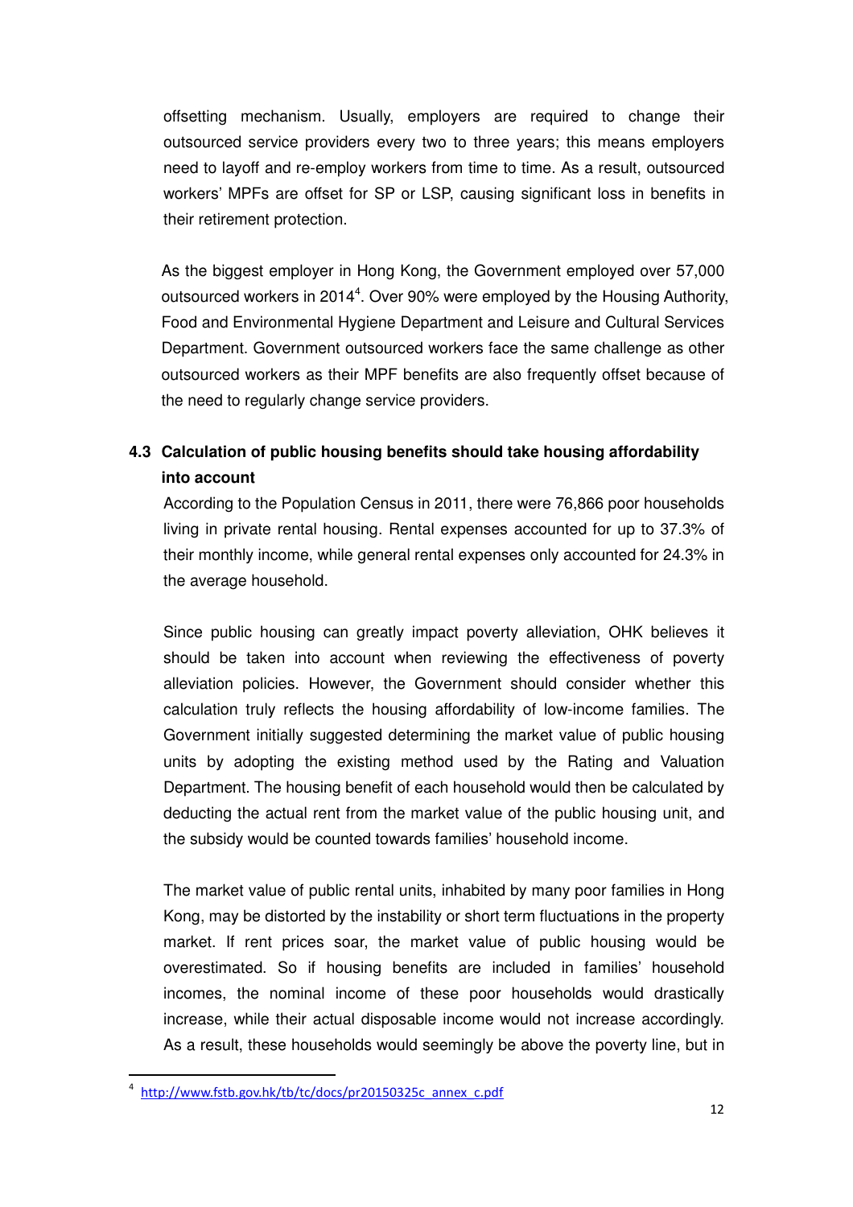offsetting mechanism. Usually, employers are required to change their outsourced service providers every two to three years; this means employers need to layoff and re-employ workers from time to time. As a result, outsourced workers' MPFs are offset for SP or LSP, causing significant loss in benefits in their retirement protection.

As the biggest employer in Hong Kong, the Government employed over 57,000 outsourced workers in 2014[4]. Over 90% were employed by the Housing Authority, Food and Environmental Hygiene Department and Leisure and Cultural Services Department. Government outsourced workers face the same challenge as other outsourced workers as their MPF benefits are also frequently offset because of the need to regularly change service providers.

### 4.3 Calculation of public housing benefits should take housing affordability into account

According to the Population Census in 2011, there were 76,866 poor households living in private rental housing. Rental expenses accounted for up to 37.3% of their monthly income, while general rental expenses only accounted for 24.3% in the average household.

Since public housing can greatly impact poverty alleviation, OHK believes it should be taken into account when reviewing the effectiveness of poverty alleviation policies. However, the Government should consider whether this calculation truly reflects the housing affordability of low-income families. The Government initially suggested determining the market value of public housing units by adopting the existing method used by the Rating and Valuation Department. The housing benefit of each household would then be calculated by deducting the actual rent from the market value of the public housing unit, and the subsidy would be counted towards families' household income.

The market value of public rental units, inhabited by many poor families in Hong Kong, may be distorted by the instability or short term fluctuations in the property market. If rent prices soar, the market value of public housing would be overestimated. So if housing benefits are included in families' household incomes, the nominal income of these poor households would drastically increase, while their actual disposable income would not increase accordingly. As a result, these households would seemingly be above the poverty line, but in

[4] http://www.fstb.gov.hk/tb/tc/docs/pr20150325c_annex_c.pdf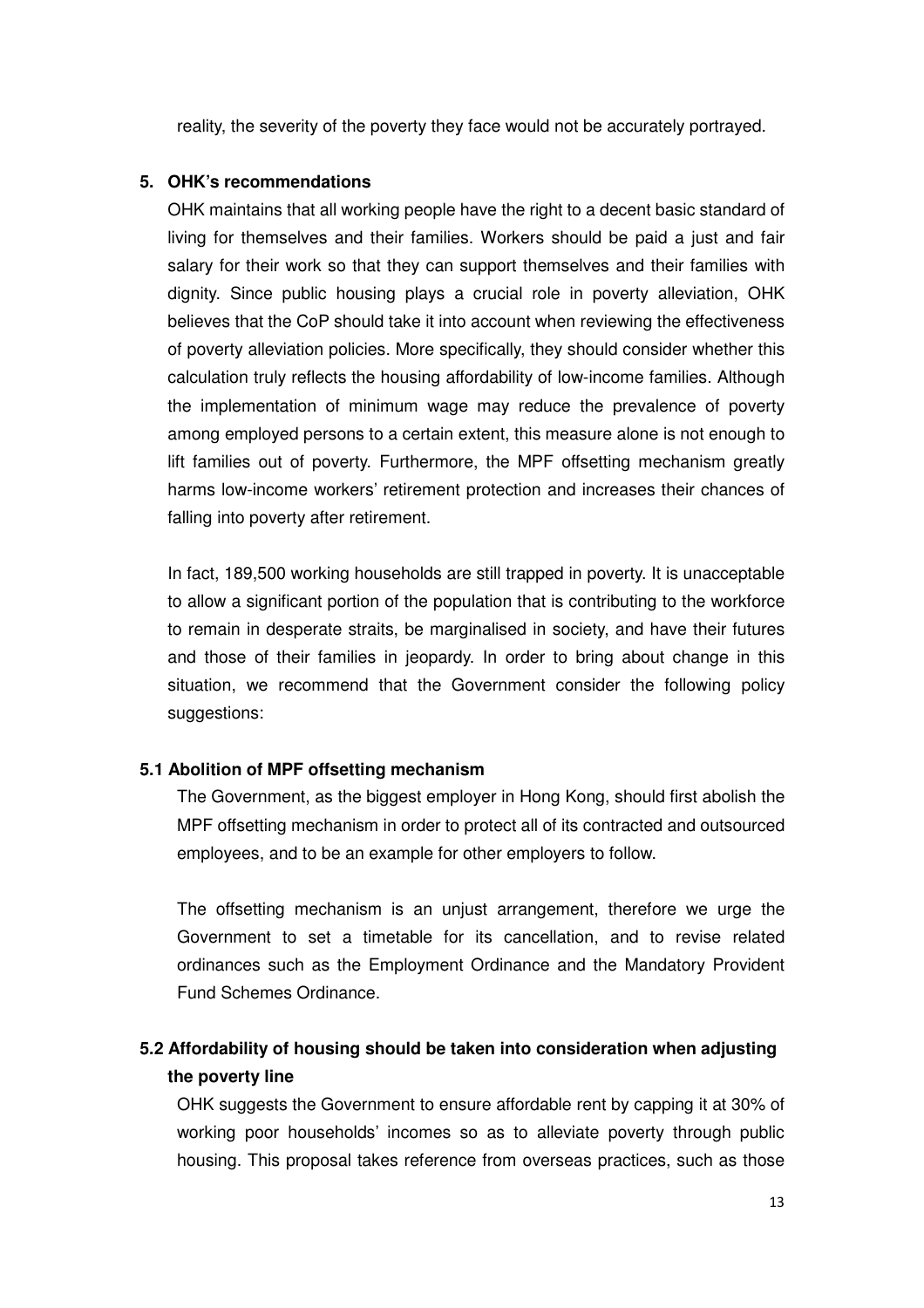reality, the severity of the poverty they face would not be accurately portrayed.

## 5. OHK's recommendations

OHK maintains that all working people have the right to a decent basic standard of living for themselves and their families. Workers should be paid a just and fair salary for their work so that they can support themselves and their families with dignity. Since public housing plays a crucial role in poverty alleviation, OHK believes that the CoP should take it into account when reviewing the effectiveness of poverty alleviation policies. More specifically, they should consider whether this calculation truly reflects the housing affordability of low-income families. Although the implementation of minimum wage may reduce the prevalence of poverty among employed persons to a certain extent, this measure alone is not enough to lift families out of poverty. Furthermore, the MPF offsetting mechanism greatly harms low-income workers' retirement protection and increases their chances of falling into poverty after retirement.

In fact, 189,500 working households are still trapped in poverty. It is unacceptable to allow a significant portion of the population that is contributing to the workforce to remain in desperate straits, be marginalised in society, and have their futures and those of their families in jeopardy. In order to bring about change in this situation, we recommend that the Government consider the following policy suggestions:

### 5.1 Abolition of MPF offsetting mechanism

The Government, as the biggest employer in Hong Kong, should first abolish the MPF offsetting mechanism in order to protect all of its contracted and outsourced employees, and to be an example for other employers to follow.

The offsetting mechanism is an unjust arrangement, therefore we urge the Government to set a timetable for its cancellation, and to revise related ordinances such as the Employment Ordinance and the Mandatory Provident Fund Schemes Ordinance.

### 5.2 Affordability of housing should be taken into consideration when adjusting the poverty line

OHK suggests the Government to ensure affordable rent by capping it at 30% of working poor households' incomes so as to alleviate poverty through public housing. This proposal takes reference from overseas practices, such as those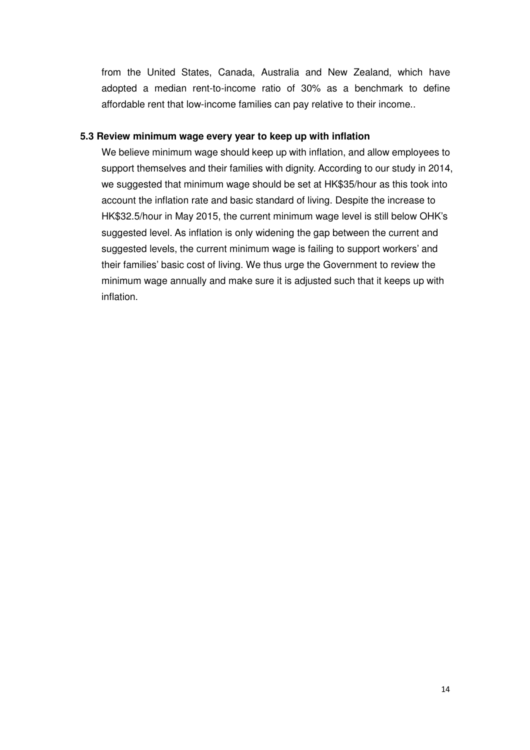from the United States, Canada, Australia and New Zealand, which have adopted a median rent-to-income ratio of 30% as a benchmark to define affordable rent that low-income families can pay relative to their income..

### 5.3 Review minimum wage every year to keep up with inflation

We believe minimum wage should keep up with inflation, and allow employees to support themselves and their families with dignity. According to our study in 2014, we suggested that minimum wage should be set at HK$35/hour as this took into account the inflation rate and basic standard of living. Despite the increase to HK$32.5/hour in May 2015, the current minimum wage level is still below OHK's suggested level. As inflation is only widening the gap between the current and suggested levels, the current minimum wage is failing to support workers' and their families' basic cost of living. We thus urge the Government to review the minimum wage annually and make sure it is adjusted such that it keeps up with inflation.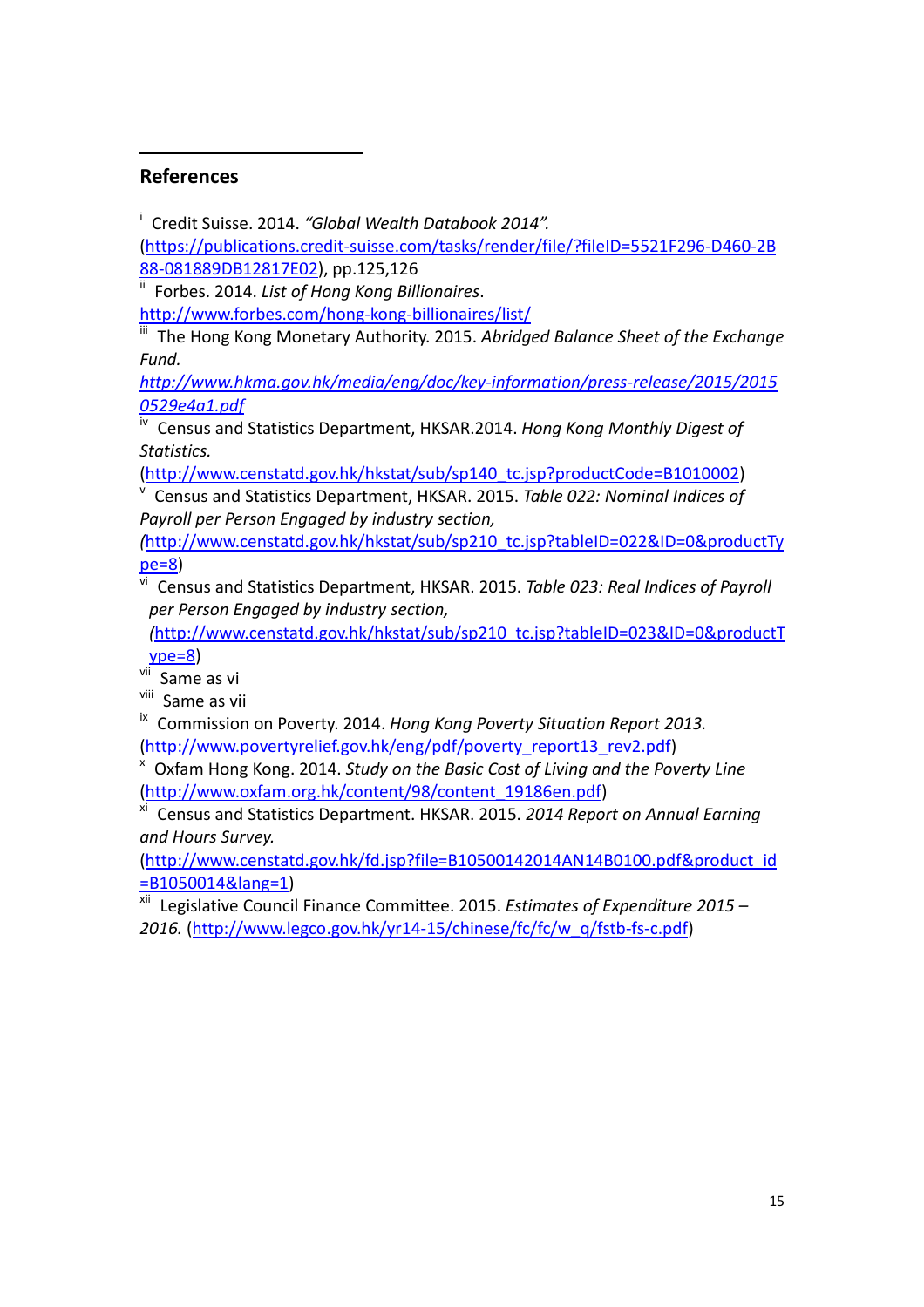## References

[i] Credit Suisse. 2014. *"Global Wealth Databook 2014".* (https://publications.credit-suisse.com/tasks/render/file/?fileID=5521F296-D460-2B88-081889DB12817E02), pp.125,126

[ii] Forbes. 2014. *List of Hong Kong Billionaires*. http://www.forbes.com/hong-kong-billionaires/list/

[iii] The Hong Kong Monetary Authority. 2015. *Abridged Balance Sheet of the Exchange Fund.* *http://www.hkma.gov.hk/media/eng/doc/key-information/press-release/2015/20150529e4a1.pdf*

[iv] Census and Statistics Department, HKSAR.2014. *Hong Kong Monthly Digest of Statistics.* (http://www.censtatd.gov.hk/hkstat/sub/sp140_tc.jsp?productCode=B1010002)

[v] Census and Statistics Department, HKSAR. 2015. *Table 022: Nominal Indices of Payroll per Person Engaged by industry section,* *(*http://www.censtatd.gov.hk/hkstat/sub/sp210_tc.jsp?tableID=022&ID=0&productType=8)

[vi] Census and Statistics Department, HKSAR. 2015. *Table 023: Real Indices of Payroll per Person Engaged by industry section,* *(*http://www.censtatd.gov.hk/hkstat/sub/sp210_tc.jsp?tableID=023&ID=0&productType=8)

[vii] Same as vi

[viii] Same as vii

[ix] Commission on Poverty. 2014. *Hong Kong Poverty Situation Report 2013.* (http://www.povertyrelief.gov.hk/eng/pdf/poverty_report13_rev2.pdf)

[x] Oxfam Hong Kong. 2014. *Study on the Basic Cost of Living and the Poverty Line* (http://www.oxfam.org.hk/content/98/content_19186en.pdf)

[xi] Census and Statistics Department. HKSAR. 2015. *2014 Report on Annual Earning and Hours Survey.* (http://www.censtatd.gov.hk/fd.jsp?file=B10500142014AN14B0100.pdf&product_id=B1050014&lang=1)

[xii] Legislative Council Finance Committee. 2015. *Estimates of Expenditure 2015 – 2016.* (http://www.legco.gov.hk/yr14-15/chinese/fc/fc/w_q/fstb-fs-c.pdf)